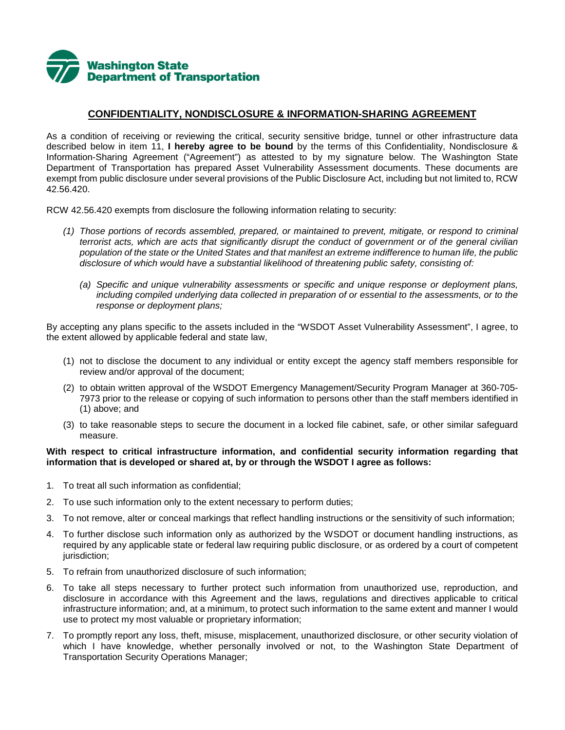**Washington State Department of Transportation**

## CONFIDENTIALITY, NONDISCLOSURE & INFORMATION-SHARING AGREEMENT

As a condition of receiving or reviewing the critical, security sensitive bridge, tunnel or other infrastructure data described below in item 11, **I hereby agree to be bound** by the terms of this Confidentiality, Nondisclosure & Information-Sharing Agreement ("Agreement") as attested to by my signature below. The Washington State Department of Transportation has prepared Asset Vulnerability Assessment documents. These documents are exempt from public disclosure under several provisions of the Public Disclosure Act, including but not limited to, RCW 42.56.420.

RCW 42.56.420 exempts from disclosure the following information relating to security:

> *(1) Those portions of records assembled, prepared, or maintained to prevent, mitigate, or respond to criminal terrorist acts, which are acts that significantly disrupt the conduct of government or of the general civilian population of the state or the United States and that manifest an extreme indifference to human life, the public disclosure of which would have a substantial likelihood of threatening public safety, consisting of:*
>
> > *(a) Specific and unique vulnerability assessments or specific and unique response or deployment plans, including compiled underlying data collected in preparation of or essential to the assessments, or to the response or deployment plans;*

By accepting any plans specific to the assets included in the "WSDOT Asset Vulnerability Assessment", I agree, to the extent allowed by applicable federal and state law,

(1) not to disclose the document to any individual or entity except the agency staff members responsible for review and/or approval of the document;

(2) to obtain written approval of the WSDOT Emergency Management/Security Program Manager at 360-705-7973 prior to the release or copying of such information to persons other than the staff members identified in (1) above; and

(3) to take reasonable steps to secure the document in a locked file cabinet, safe, or other similar safeguard measure.

**With respect to critical infrastructure information, and confidential security information regarding that information that is developed or shared at, by or through the WSDOT I agree as follows:**

1. To treat all such information as confidential;
2. To use such information only to the extent necessary to perform duties;
3. To not remove, alter or conceal markings that reflect handling instructions or the sensitivity of such information;
4. To further disclose such information only as authorized by the WSDOT or document handling instructions, as required by any applicable state or federal law requiring public disclosure, or as ordered by a court of competent jurisdiction;
5. To refrain from unauthorized disclosure of such information;
6. To take all steps necessary to further protect such information from unauthorized use, reproduction, and disclosure in accordance with this Agreement and the laws, regulations and directives applicable to critical infrastructure information; and, at a minimum, to protect such information to the same extent and manner I would use to protect my most valuable or proprietary information;
7. To promptly report any loss, theft, misuse, misplacement, unauthorized disclosure, or other security violation of which I have knowledge, whether personally involved or not, to the Washington State Department of Transportation Security Operations Manager;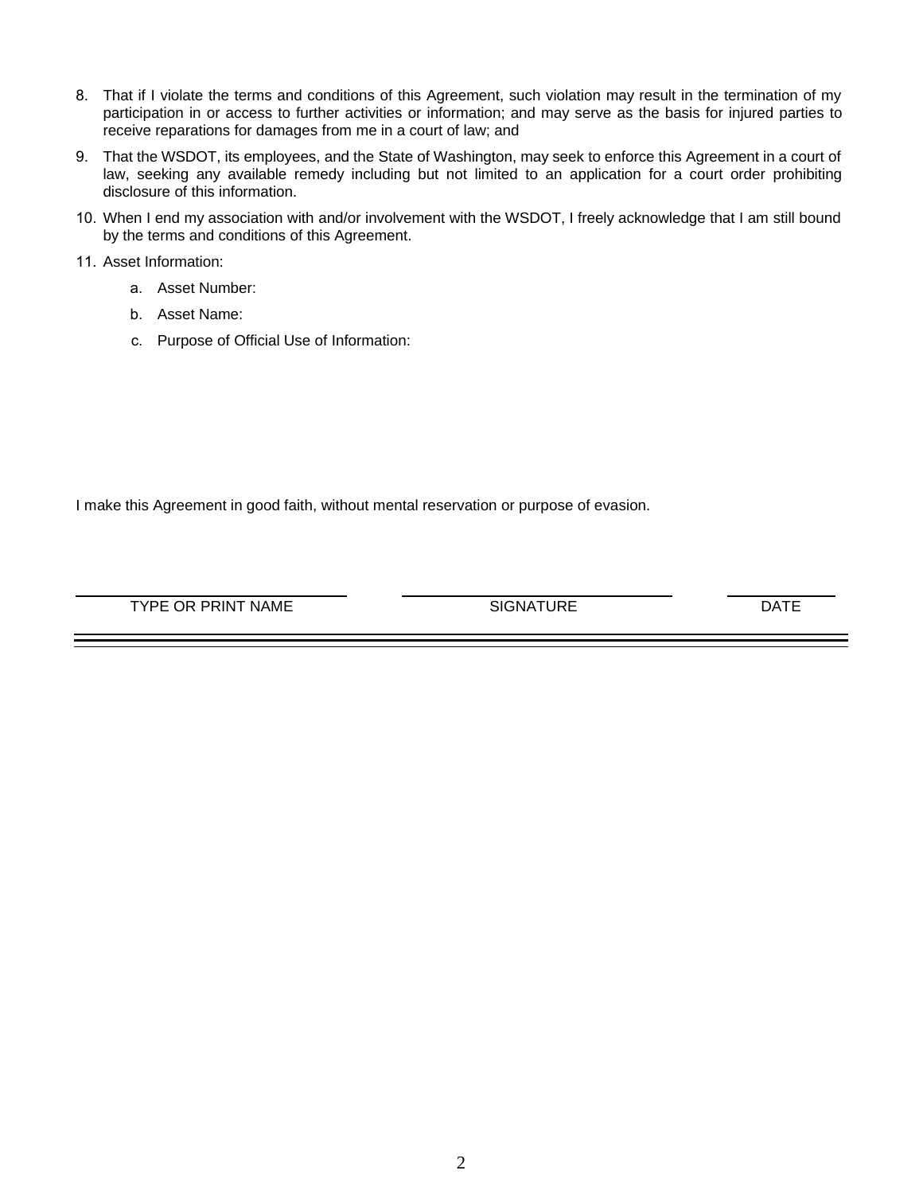8. That if I violate the terms and conditions of this Agreement, such violation may result in the termination of my participation in or access to further activities or information; and may serve as the basis for injured parties to receive reparations for damages from me in a court of law; and
9. That the WSDOT, its employees, and the State of Washington, may seek to enforce this Agreement in a court of law, seeking any available remedy including but not limited to an application for a court order prohibiting disclosure of this information.
10. When I end my association with and/or involvement with the WSDOT, I freely acknowledge that I am still bound by the terms and conditions of this Agreement.
11. Asset Information:
    a. Asset Number:
    b. Asset Name:
    c. Purpose of Official Use of Information:

I make this Agreement in good faith, without mental reservation or purpose of evasion.

| | | |
|---|---|---|
| TYPE OR PRINT NAME | SIGNATURE | DATE |